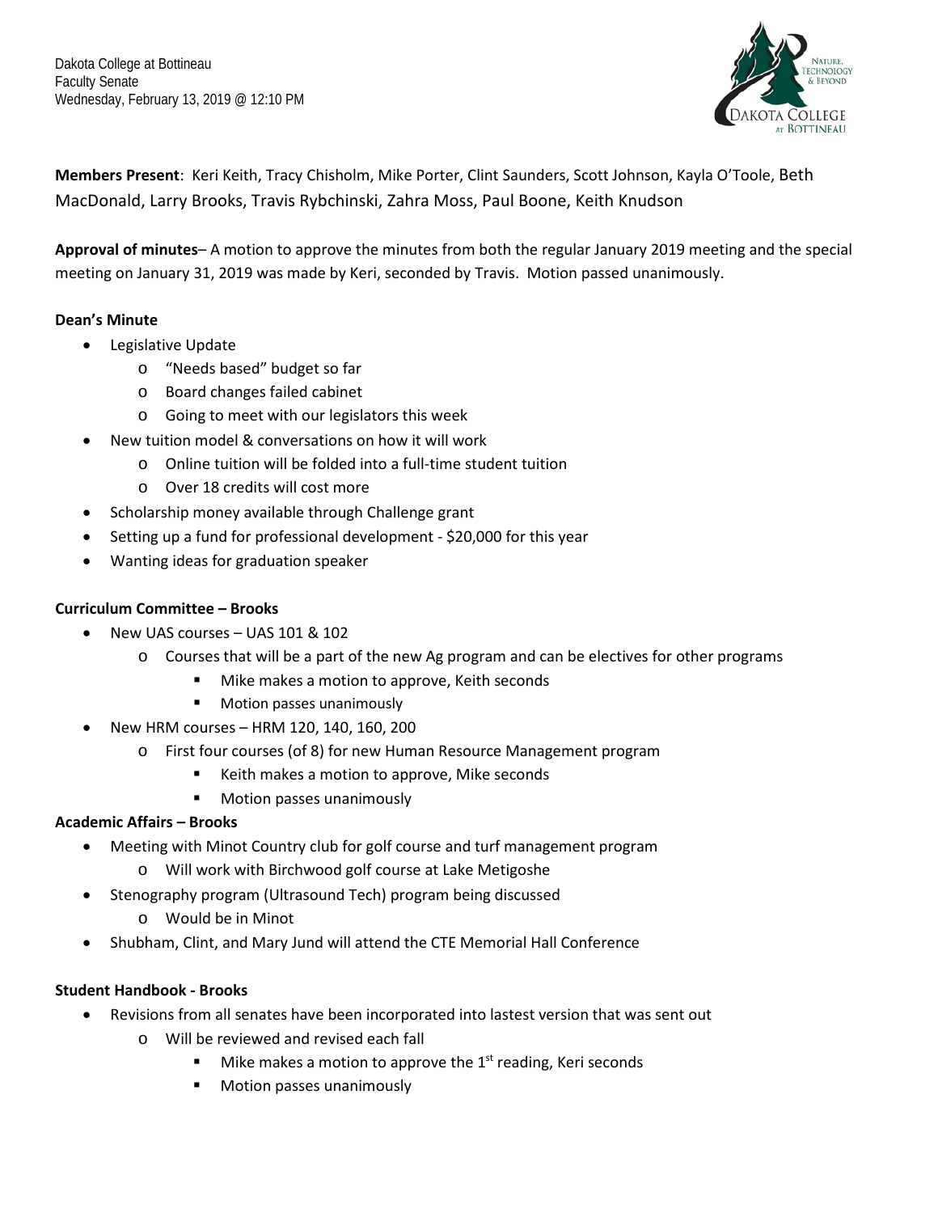Dakota College at Bottineau
Faculty Senate
Wednesday, February 13, 2019 @ 12:10 PM

**Members Present**: Keri Keith, Tracy Chisholm, Mike Porter, Clint Saunders, Scott Johnson, Kayla O'Toole, Beth MacDonald, Larry Brooks, Travis Rybchinski, Zahra Moss, Paul Boone, Keith Knudson

**Approval of minutes**– A motion to approve the minutes from both the regular January 2019 meeting and the special meeting on January 31, 2019 was made by Keri, seconded by Travis. Motion passed unanimously.

**Dean's Minute**

- Legislative Update
  - "Needs based" budget so far
  - Board changes failed cabinet
  - Going to meet with our legislators this week
- New tuition model & conversations on how it will work
  - Online tuition will be folded into a full-time student tuition
  - Over 18 credits will cost more
- Scholarship money available through Challenge grant
- Setting up a fund for professional development - $20,000 for this year
- Wanting ideas for graduation speaker

**Curriculum Committee – Brooks**

- New UAS courses – UAS 101 & 102
  - Courses that will be a part of the new Ag program and can be electives for other programs
    - Mike makes a motion to approve, Keith seconds
    - Motion passes unanimously
- New HRM courses – HRM 120, 140, 160, 200
  - First four courses (of 8) for new Human Resource Management program
    - Keith makes a motion to approve, Mike seconds
    - Motion passes unanimously

**Academic Affairs – Brooks**

- Meeting with Minot Country club for golf course and turf management program
  - Will work with Birchwood golf course at Lake Metigoshe
- Stenography program (Ultrasound Tech) program being discussed
  - Would be in Minot
- Shubham, Clint, and Mary Jund will attend the CTE Memorial Hall Conference

**Student Handbook - Brooks**

- Revisions from all senates have been incorporated into lastest version that was sent out
  - Will be reviewed and revised each fall
    - Mike makes a motion to approve the 1st reading, Keri seconds
    - Motion passes unanimously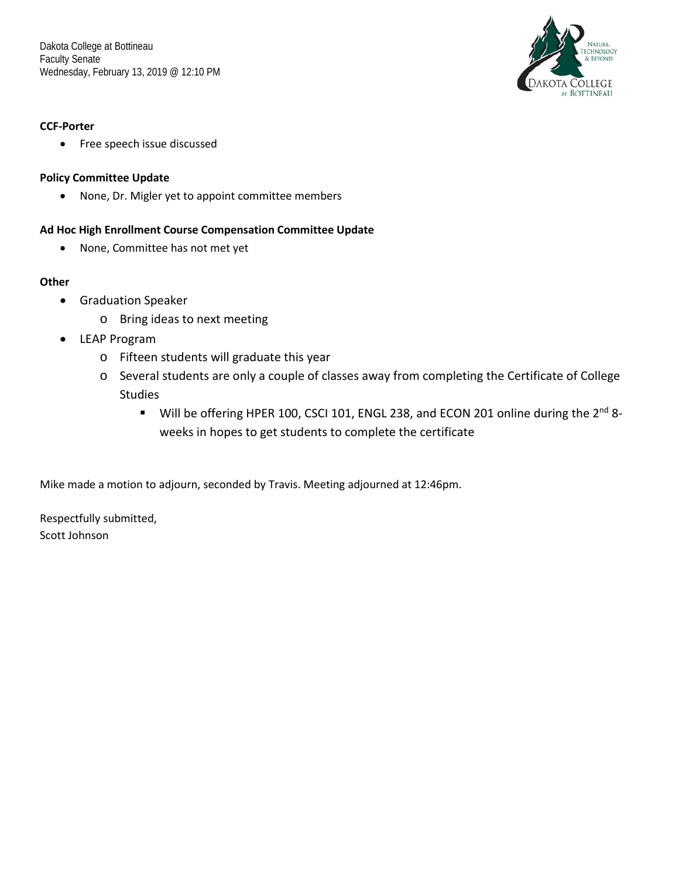**CCF-Porter**

- Free speech issue discussed

**Policy Committee Update**

- None, Dr. Migler yet to appoint committee members

**Ad Hoc High Enrollment Course Compensation Committee Update**

- None, Committee has not met yet

**Other**

- Graduation Speaker
  - Bring ideas to next meeting
- LEAP Program
  - Fifteen students will graduate this year
  - Several students are only a couple of classes away from completing the Certificate of College Studies
    - Will be offering HPER 100, CSCI 101, ENGL 238, and ECON 201 online during the 2nd 8-weeks in hopes to get students to complete the certificate

Mike made a motion to adjourn, seconded by Travis. Meeting adjourned at 12:46pm.

Respectfully submitted,
Scott Johnson